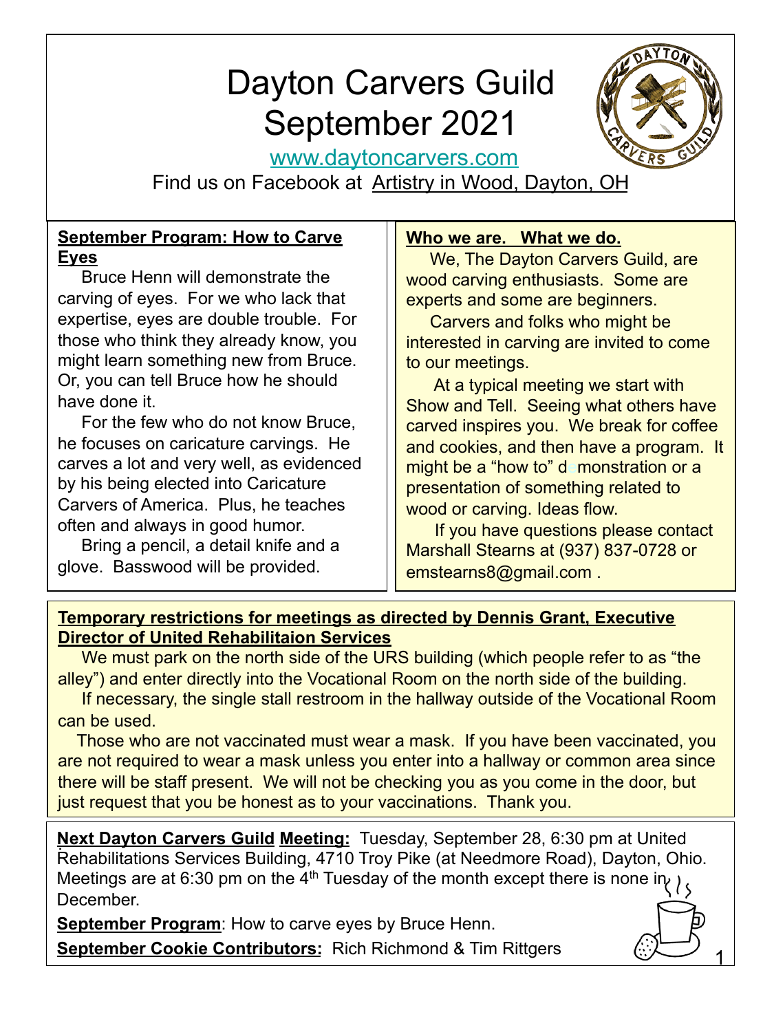# Dayton Carvers Guild September 2021

www.daytoncarvers.com

Find us on Facebook at Artistry in Wood, Dayton, OH

**September Program: How to Carve Eyes**

Bruce Henn will demonstrate the carving of eyes. For we who lack that expertise, eyes are double trouble. For those who think they already know, you might learn something new from Bruce. Or, you can tell Bruce how he should have done it.

For the few who do not know Bruce, he focuses on caricature carvings. He carves a lot and very well, as evidenced by his being elected into Caricature Carvers of America. Plus, he teaches often and always in good humor.

Bring a pencil, a detail knife and a glove. Basswood will be provided.

**Who we are. What we do.**

We, The Dayton Carvers Guild, are wood carving enthusiasts. Some are experts and some are beginners.

Carvers and folks who might be interested in carving are invited to come to our meetings.

At a typical meeting we start with Show and Tell. Seeing what others have carved inspires you. We break for coffee and cookies, and then have a program. It might be a "how to" demonstration or a presentation of something related to wood or carving. Ideas flow.

If you have questions please contact Marshall Stearns at (937) 837-0728 or emstearns8@gmail.com .

**Temporary restrictions for meetings as directed by Dennis Grant, Executive Director of United Rehabilitaion Services**

We must park on the north side of the URS building (which people refer to as "the alley") and enter directly into the Vocational Room on the north side of the building.

If necessary, the single stall restroom in the hallway outside of the Vocational Room can be used.

Those who are not vaccinated must wear a mask. If you have been vaccinated, you are not required to wear a mask unless you enter into a hallway or common area since there will be staff present. We will not be checking you as you come in the door, but just request that you be honest as to your vaccinations. Thank you.

**Next Dayton Carvers Guild Meeting:** Tuesday, September 28, 6:30 pm at United Rehabilitations Services Building, 4710 Troy Pike (at Needmore Road), Dayton, Ohio. Meetings are at 6:30 pm on the 4th Tuesday of the month except there is none in December.

**September Program**: How to carve eyes by Bruce Henn.

**September Cookie Contributors:** Rich Richmond & Tim Rittgers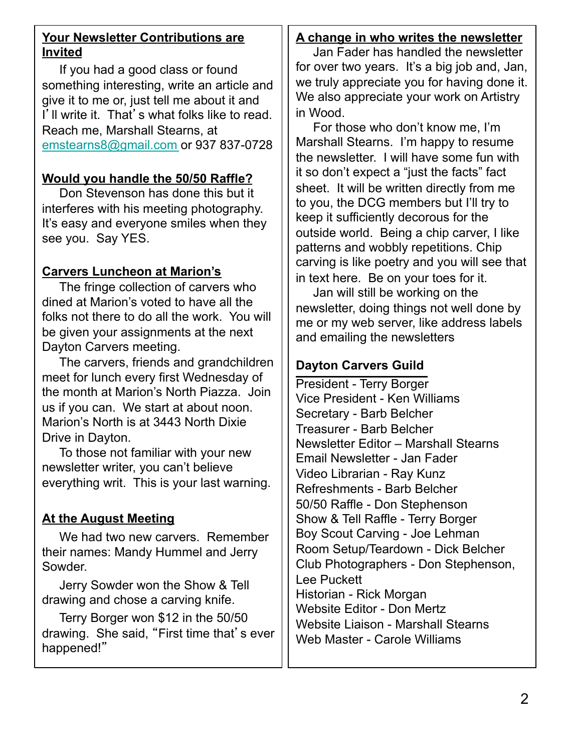## Your Newsletter Contributions are Invited

If you had a good class or found something interesting, write an article and give it to me or, just tell me about it and I'll write it. That's what folks like to read. Reach me, Marshall Stearns, at emstearns8@gmail.com or 937 837-0728

## Would you handle the 50/50 Raffle?

Don Stevenson has done this but it interferes with his meeting photography. It's easy and everyone smiles when they see you. Say YES.

## Carvers Luncheon at Marion's

The fringe collection of carvers who dined at Marion's voted to have all the folks not there to do all the work. You will be given your assignments at the next Dayton Carvers meeting.

The carvers, friends and grandchildren meet for lunch every first Wednesday of the month at Marion's North Piazza. Join us if you can. We start at about noon. Marion's North is at 3443 North Dixie Drive in Dayton.

To those not familiar with your new newsletter writer, you can't believe everything writ. This is your last warning.

## At the August Meeting

We had two new carvers. Remember their names: Mandy Hummel and Jerry Sowder.

Jerry Sowder won the Show & Tell drawing and chose a carving knife.

Terry Borger won $12 in the 50/50 drawing. She said, "First time that's ever happened!"

## A change in who writes the newsletter

Jan Fader has handled the newsletter for over two years. It's a big job and, Jan, we truly appreciate you for having done it. We also appreciate your work on Artistry in Wood.

For those who don't know me, I'm Marshall Stearns. I'm happy to resume the newsletter. I will have some fun with it so don't expect a "just the facts" fact sheet. It will be written directly from me to you, the DCG members but I'll try to keep it sufficiently decorous for the outside world. Being a chip carver, I like patterns and wobbly repetitions. Chip carving is like poetry and you will see that in text here. Be on your toes for it.

Jan will still be working on the newsletter, doing things not well done by me or my web server, like address labels and emailing the newsletters

## Dayton Carvers Guild

President - Terry Borger
Vice President - Ken Williams
Secretary - Barb Belcher
Treasurer - Barb Belcher
Newsletter Editor – Marshall Stearns
Email Newsletter - Jan Fader
Video Librarian - Ray Kunz
Refreshments - Barb Belcher
50/50 Raffle - Don Stephenson
Show & Tell Raffle - Terry Borger
Boy Scout Carving - Joe Lehman
Room Setup/Teardown - Dick Belcher
Club Photographers - Don Stephenson, Lee Puckett
Historian - Rick Morgan
Website Editor - Don Mertz
Website Liaison - Marshall Stearns
Web Master - Carole Williams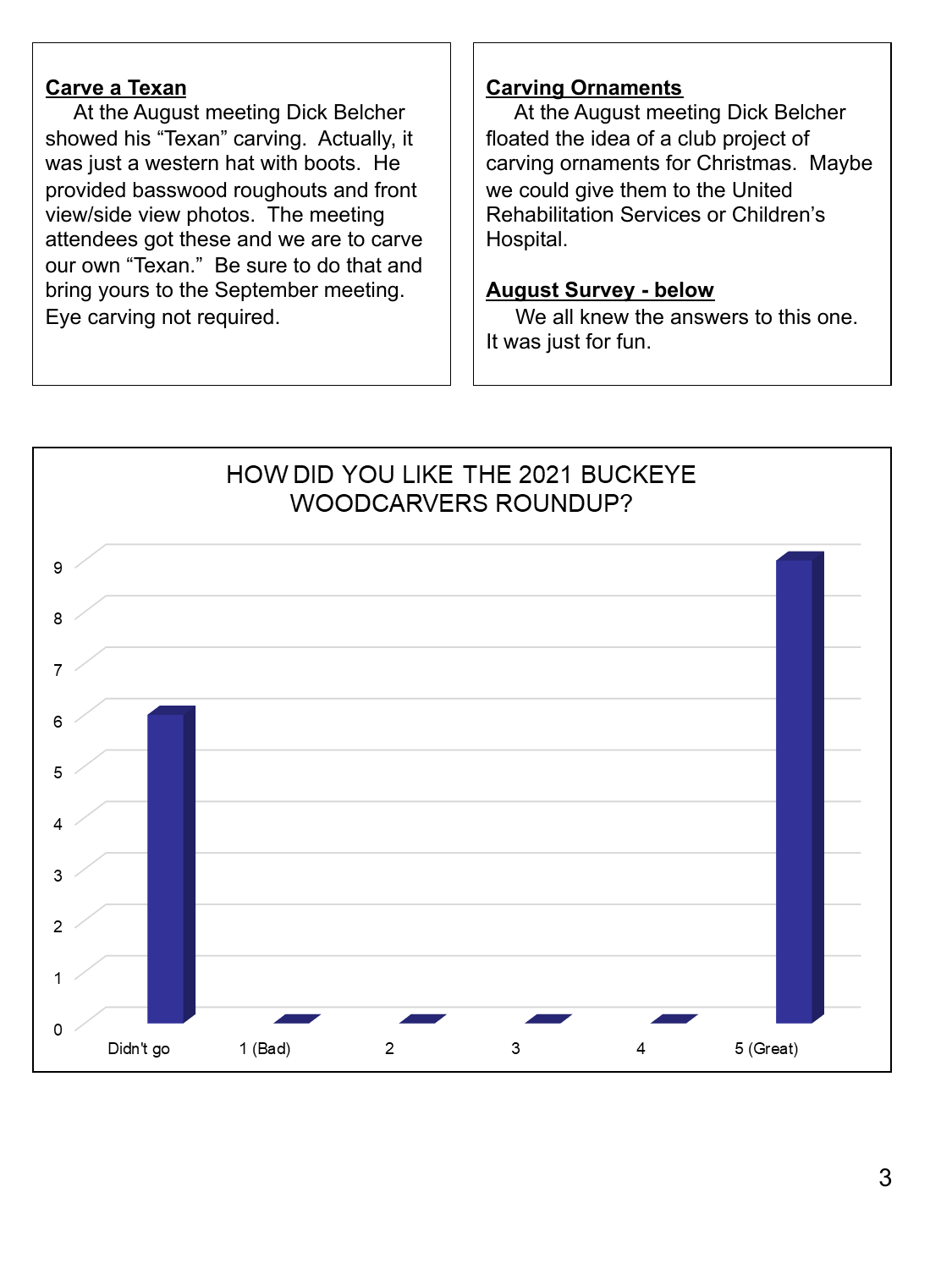## Carve a Texan

At the August meeting Dick Belcher showed his “Texan” carving. Actually, it was just a western hat with boots. He provided basswood roughouts and front view/side view photos. The meeting attendees got these and we are to carve our own “Texan.” Be sure to do that and bring yours to the September meeting. Eye carving not required.

## Carving Ornaments

At the August meeting Dick Belcher floated the idea of a club project of carving ornaments for Christmas. Maybe we could give them to the United Rehabilitation Services or Children’s Hospital.

## August Survey - below

We all knew the answers to this one. It was just for fun.

HOW DID YOU LIKE THE 2021 BUCKEYE WOODCARVERS ROUNDUP?

0
1
2
3
4
5
6
7
8
9

Didn't go
1 (Bad)
2
3
4
5 (Great)